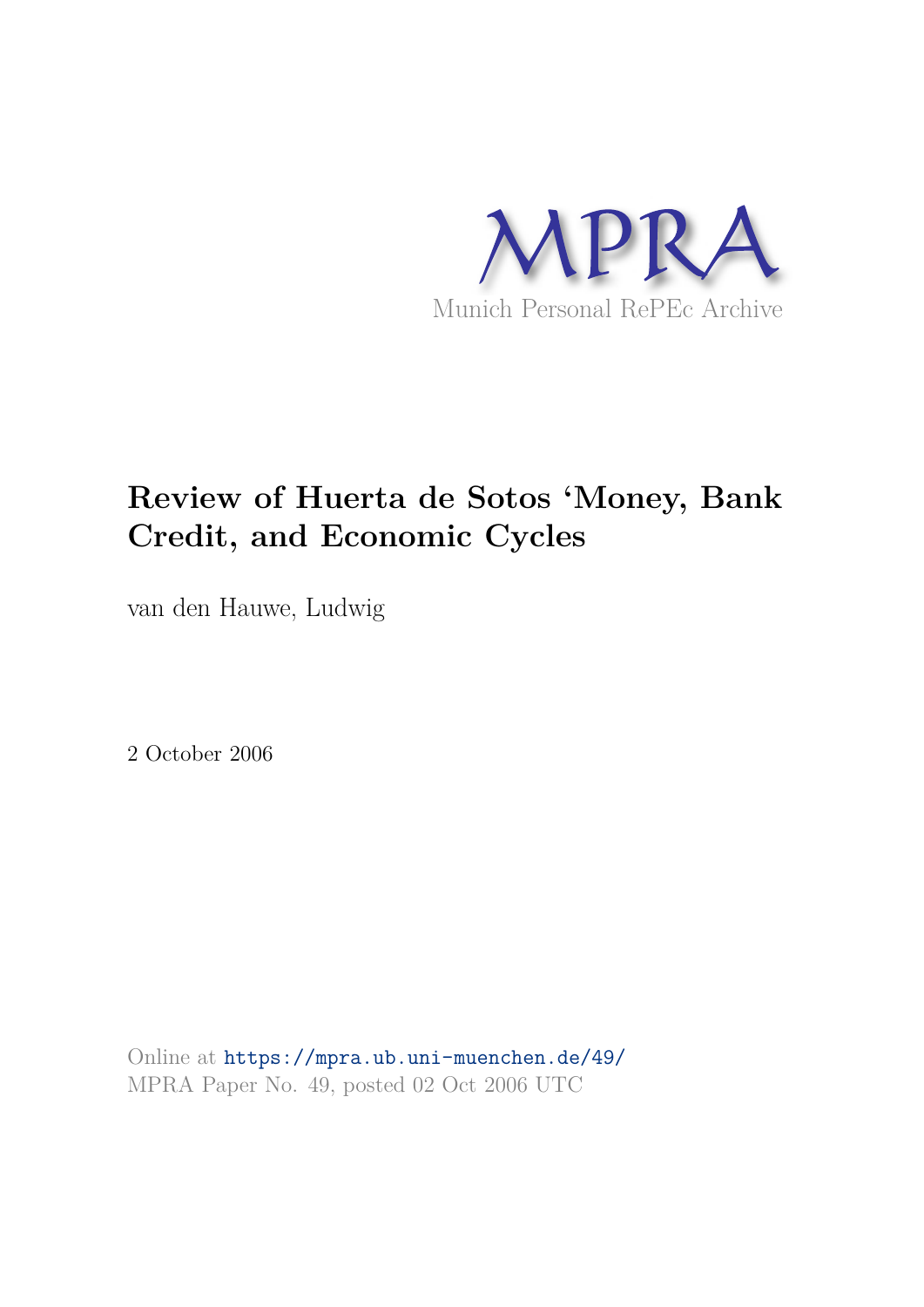MPRA

Munich Personal RePEc Archive

# Review of Huerta de Sotos 'Money, Bank Credit, and Economic Cycles

van den Hauwe, Ludwig

2 October 2006

Online at https://mpra.ub.uni-muenchen.de/49/
MPRA Paper No. 49, posted 02 Oct 2006 UTC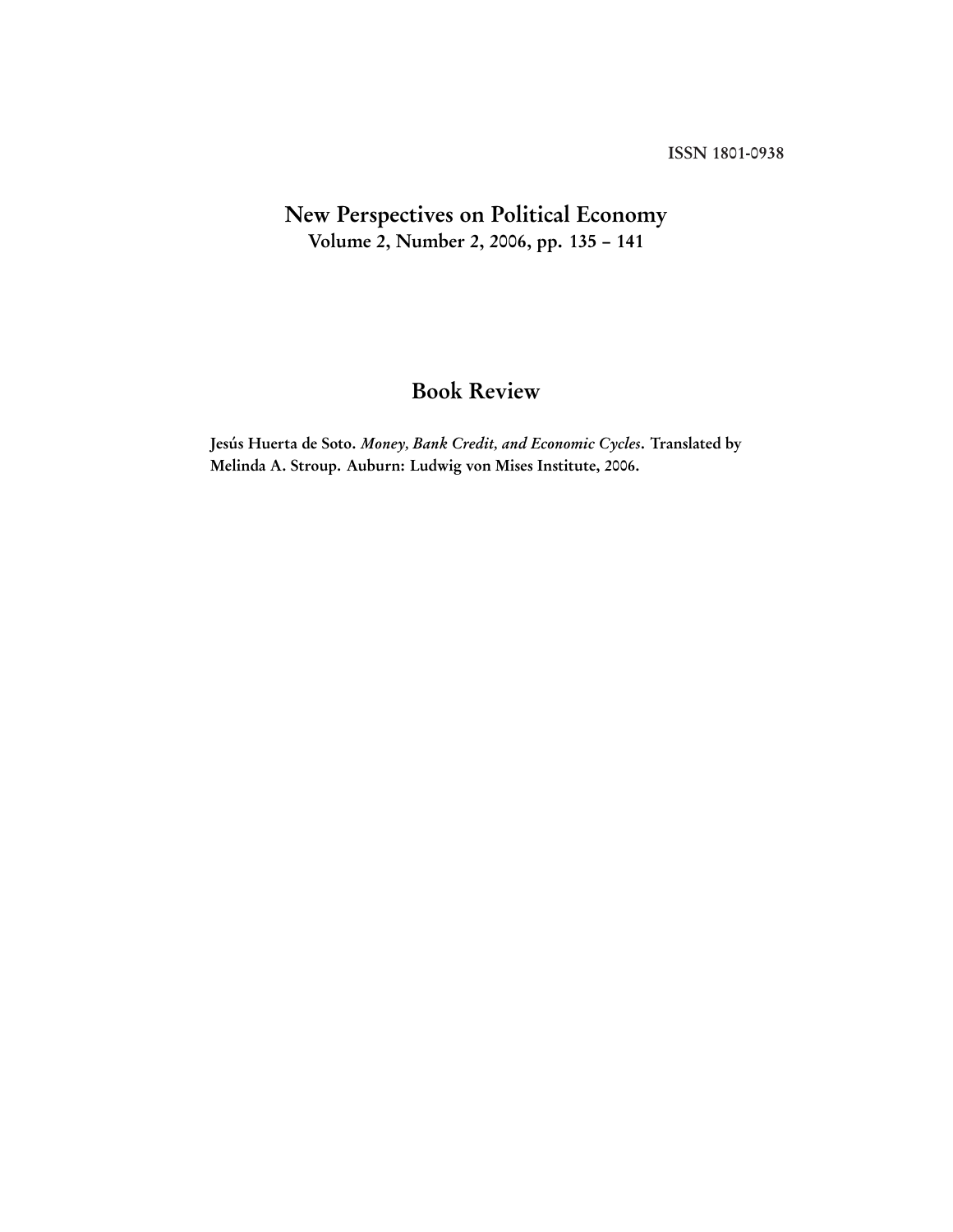ISSN 1801-0938

# New Perspectives on Political Economy

**Volume 2, Number 2, 2006, pp. 135 – 141**

## Book Review

**Jesús Huerta de Soto. *Money, Bank Credit, and Economic Cycles*. Translated by Melinda A. Stroup. Auburn: Ludwig von Mises Institute, 2006.**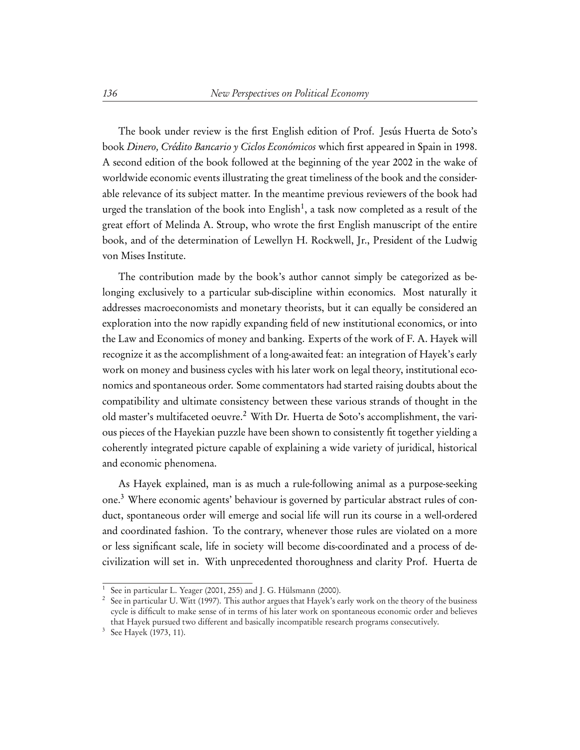The book under review is the first English edition of Prof. Jesús Huerta de Soto's book *Dinero, Crédito Bancario y Ciclos Económicos* which first appeared in Spain in 1998. A second edition of the book followed at the beginning of the year 2002 in the wake of worldwide economic events illustrating the great timeliness of the book and the considerable relevance of its subject matter. In the meantime previous reviewers of the book had urged the translation of the book into English[1], a task now completed as a result of the great effort of Melinda A. Stroup, who wrote the first English manuscript of the entire book, and of the determination of Lewellyn H. Rockwell, Jr., President of the Ludwig von Mises Institute.

The contribution made by the book's author cannot simply be categorized as belonging exclusively to a particular sub-discipline within economics. Most naturally it addresses macroeconomists and monetary theorists, but it can equally be considered an exploration into the now rapidly expanding field of new institutional economics, or into the Law and Economics of money and banking. Experts of the work of F. A. Hayek will recognize it as the accomplishment of a long-awaited feat: an integration of Hayek's early work on money and business cycles with his later work on legal theory, institutional economics and spontaneous order. Some commentators had started raising doubts about the compatibility and ultimate consistency between these various strands of thought in the old master's multifaceted oeuvre.[2] With Dr. Huerta de Soto's accomplishment, the various pieces of the Hayekian puzzle have been shown to consistently fit together yielding a coherently integrated picture capable of explaining a wide variety of juridical, historical and economic phenomena.

As Hayek explained, man is as much a rule-following animal as a purpose-seeking one.[3] Where economic agents' behaviour is governed by particular abstract rules of conduct, spontaneous order will emerge and social life will run its course in a well-ordered and coordinated fashion. To the contrary, whenever those rules are violated on a more or less significant scale, life in society will become dis-coordinated and a process of de-civilization will set in. With unprecedented thoroughness and clarity Prof. Huerta de

---

[1] See in particular L. Yeager (2001, 255) and J. G. Hülsmann (2000).

[2] See in particular U. Witt (1997). This author argues that Hayek's early work on the theory of the business cycle is difficult to make sense of in terms of his later work on spontaneous economic order and believes that Hayek pursued two different and basically incompatible research programs consecutively.

[3] See Hayek (1973, 11).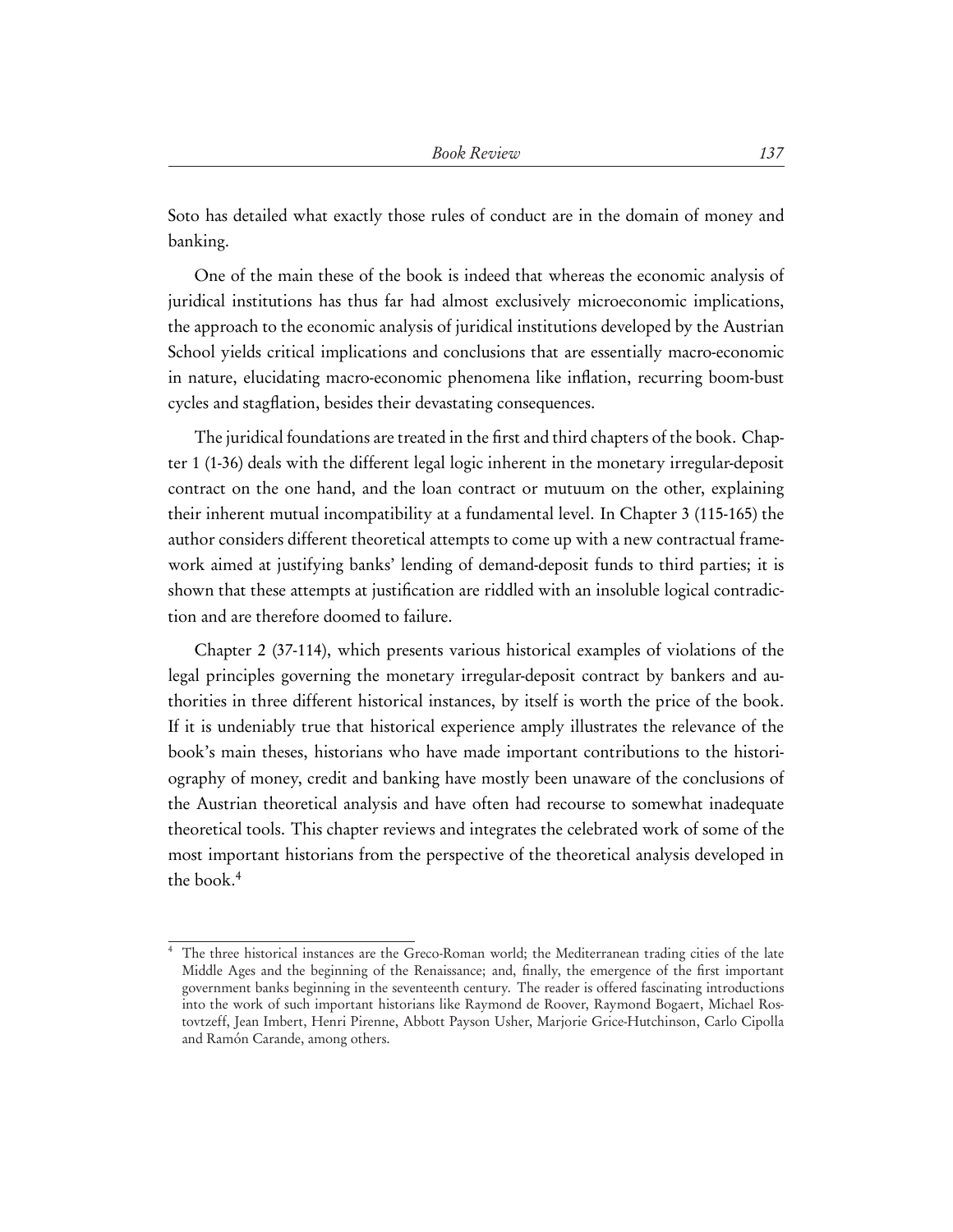Soto has detailed what exactly those rules of conduct are in the domain of money and banking.

One of the main these of the book is indeed that whereas the economic analysis of juridical institutions has thus far had almost exclusively microeconomic implications, the approach to the economic analysis of juridical institutions developed by the Austrian School yields critical implications and conclusions that are essentially macro-economic in nature, elucidating macro-economic phenomena like inflation, recurring boom-bust cycles and stagflation, besides their devastating consequences.

The juridical foundations are treated in the first and third chapters of the book. Chapter 1 (1-36) deals with the different legal logic inherent in the monetary irregular-deposit contract on the one hand, and the loan contract or mutuum on the other, explaining their inherent mutual incompatibility at a fundamental level. In Chapter 3 (115-165) the author considers different theoretical attempts to come up with a new contractual framework aimed at justifying banks' lending of demand-deposit funds to third parties; it is shown that these attempts at justification are riddled with an insoluble logical contradiction and are therefore doomed to failure.

Chapter 2 (37-114), which presents various historical examples of violations of the legal principles governing the monetary irregular-deposit contract by bankers and authorities in three different historical instances, by itself is worth the price of the book. If it is undeniably true that historical experience amply illustrates the relevance of the book's main theses, historians who have made important contributions to the historiography of money, credit and banking have mostly been unaware of the conclusions of the Austrian theoretical analysis and have often had recourse to somewhat inadequate theoretical tools. This chapter reviews and integrates the celebrated work of some of the most important historians from the perspective of the theoretical analysis developed in the book.[4]

[4] The three historical instances are the Greco-Roman world; the Mediterranean trading cities of the late Middle Ages and the beginning of the Renaissance; and, finally, the emergence of the first important government banks beginning in the seventeenth century. The reader is offered fascinating introductions into the work of such important historians like Raymond de Roover, Raymond Bogaert, Michael Rostovtzeff, Jean Imbert, Henri Pirenne, Abbott Payson Usher, Marjorie Grice-Hutchinson, Carlo Cipolla and Ramón Carande, among others.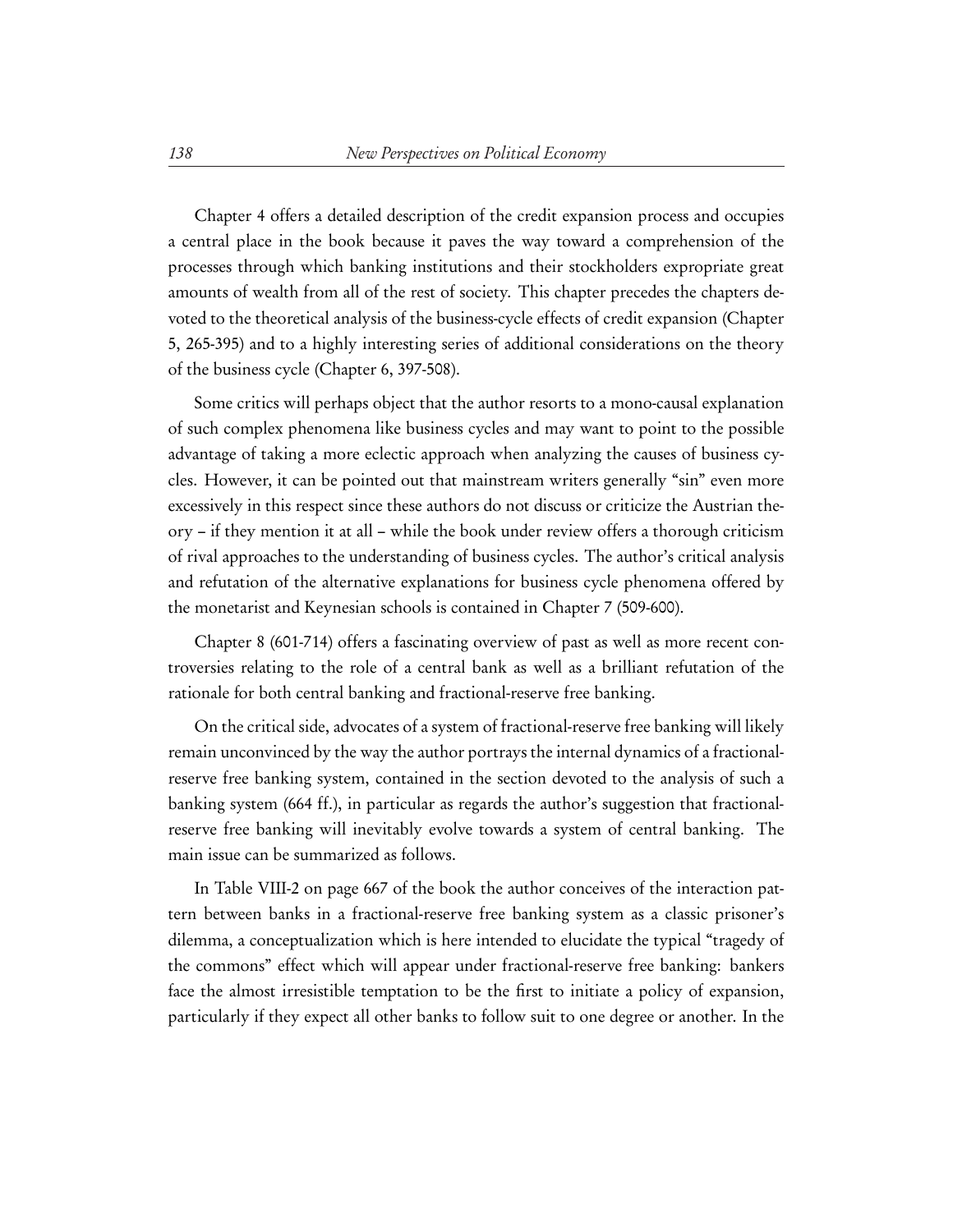Chapter 4 offers a detailed description of the credit expansion process and occupies a central place in the book because it paves the way toward a comprehension of the processes through which banking institutions and their stockholders expropriate great amounts of wealth from all of the rest of society. This chapter precedes the chapters devoted to the theoretical analysis of the business-cycle effects of credit expansion (Chapter 5, 265-395) and to a highly interesting series of additional considerations on the theory of the business cycle (Chapter 6, 397-508).

Some critics will perhaps object that the author resorts to a mono-causal explanation of such complex phenomena like business cycles and may want to point to the possible advantage of taking a more eclectic approach when analyzing the causes of business cycles. However, it can be pointed out that mainstream writers generally "sin" even more excessively in this respect since these authors do not discuss or criticize the Austrian theory – if they mention it at all – while the book under review offers a thorough criticism of rival approaches to the understanding of business cycles. The author's critical analysis and refutation of the alternative explanations for business cycle phenomena offered by the monetarist and Keynesian schools is contained in Chapter 7 (509-600).

Chapter 8 (601-714) offers a fascinating overview of past as well as more recent controversies relating to the role of a central bank as well as a brilliant refutation of the rationale for both central banking and fractional-reserve free banking.

On the critical side, advocates of a system of fractional-reserve free banking will likely remain unconvinced by the way the author portrays the internal dynamics of a fractional-reserve free banking system, contained in the section devoted to the analysis of such a banking system (664 ff.), in particular as regards the author's suggestion that fractional-reserve free banking will inevitably evolve towards a system of central banking. The main issue can be summarized as follows.

In Table VIII-2 on page 667 of the book the author conceives of the interaction pattern between banks in a fractional-reserve free banking system as a classic prisoner's dilemma, a conceptualization which is here intended to elucidate the typical "tragedy of the commons" effect which will appear under fractional-reserve free banking: bankers face the almost irresistible temptation to be the first to initiate a policy of expansion, particularly if they expect all other banks to follow suit to one degree or another. In the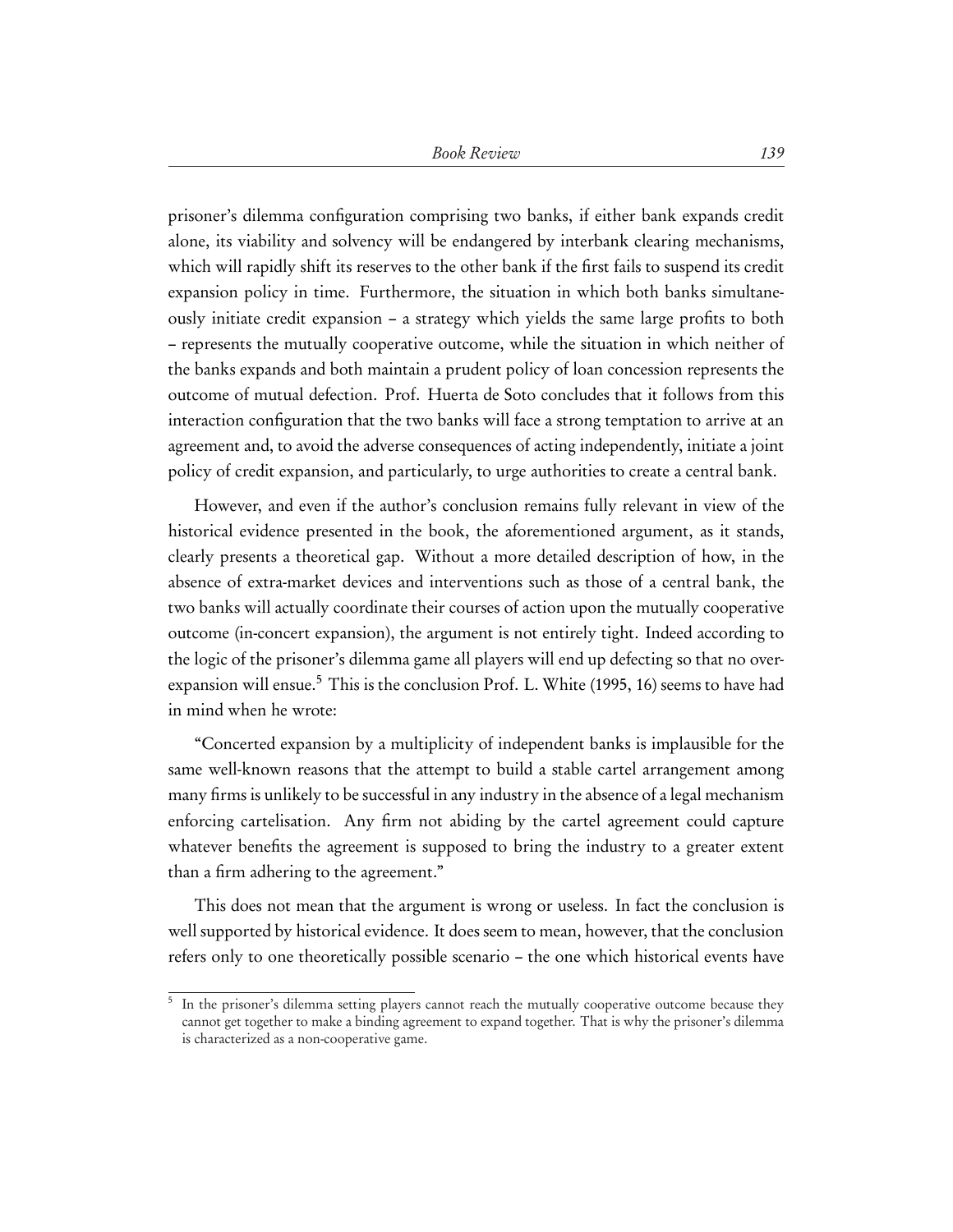prisoner's dilemma configuration comprising two banks, if either bank expands credit alone, its viability and solvency will be endangered by interbank clearing mechanisms, which will rapidly shift its reserves to the other bank if the first fails to suspend its credit expansion policy in time. Furthermore, the situation in which both banks simultaneously initiate credit expansion – a strategy which yields the same large profits to both – represents the mutually cooperative outcome, while the situation in which neither of the banks expands and both maintain a prudent policy of loan concession represents the outcome of mutual defection. Prof. Huerta de Soto concludes that it follows from this interaction configuration that the two banks will face a strong temptation to arrive at an agreement and, to avoid the adverse consequences of acting independently, initiate a joint policy of credit expansion, and particularly, to urge authorities to create a central bank.

However, and even if the author's conclusion remains fully relevant in view of the historical evidence presented in the book, the aforementioned argument, as it stands, clearly presents a theoretical gap. Without a more detailed description of how, in the absence of extra-market devices and interventions such as those of a central bank, the two banks will actually coordinate their courses of action upon the mutually cooperative outcome (in-concert expansion), the argument is not entirely tight. Indeed according to the logic of the prisoner's dilemma game all players will end up defecting so that no over-expansion will ensue.[5] This is the conclusion Prof. L. White (1995, 16) seems to have had in mind when he wrote:

"Concerted expansion by a multiplicity of independent banks is implausible for the same well-known reasons that the attempt to build a stable cartel arrangement among many firms is unlikely to be successful in any industry in the absence of a legal mechanism enforcing cartelisation. Any firm not abiding by the cartel agreement could capture whatever benefits the agreement is supposed to bring the industry to a greater extent than a firm adhering to the agreement."

This does not mean that the argument is wrong or useless. In fact the conclusion is well supported by historical evidence. It does seem to mean, however, that the conclusion refers only to one theoretically possible scenario – the one which historical events have

[5] In the prisoner's dilemma setting players cannot reach the mutually cooperative outcome because they cannot get together to make a binding agreement to expand together. That is why the prisoner's dilemma is characterized as a non-cooperative game.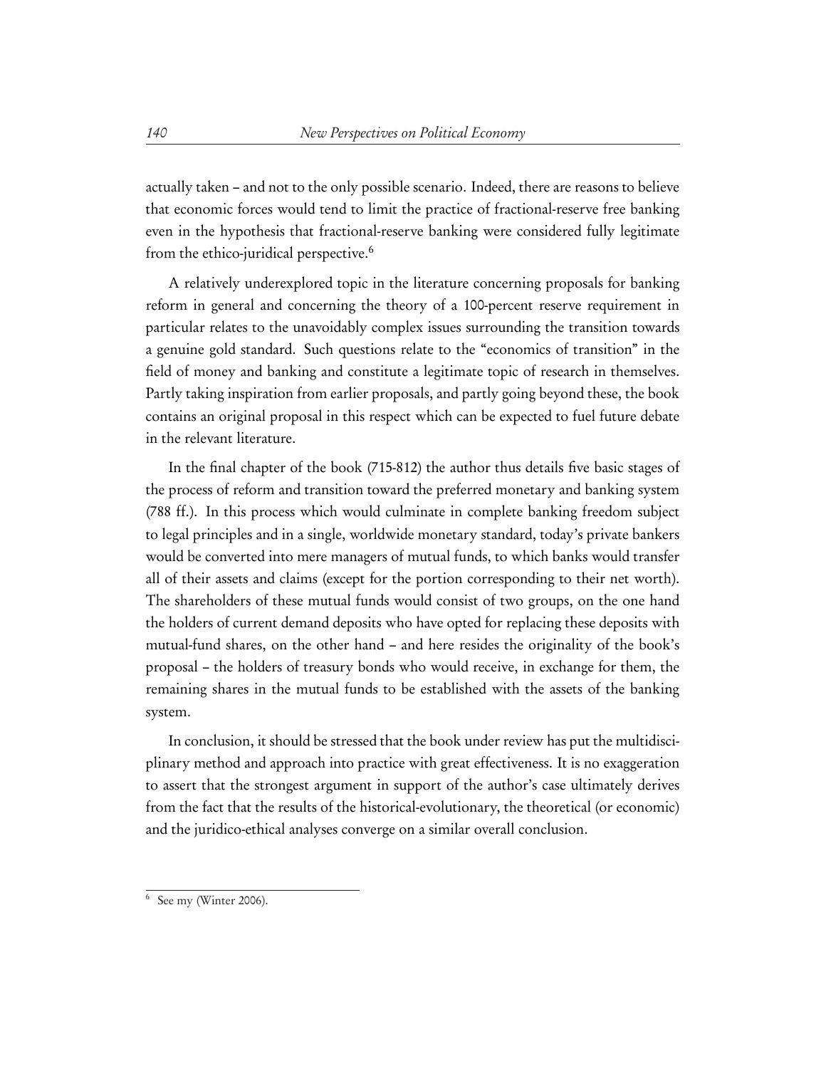actually taken – and not to the only possible scenario. Indeed, there are reasons to believe that economic forces would tend to limit the practice of fractional-reserve free banking even in the hypothesis that fractional-reserve banking were considered fully legitimate from the ethico-juridical perspective.[6]

A relatively underexplored topic in the literature concerning proposals for banking reform in general and concerning the theory of a 100-percent reserve requirement in particular relates to the unavoidably complex issues surrounding the transition towards a genuine gold standard. Such questions relate to the "economics of transition" in the field of money and banking and constitute a legitimate topic of research in themselves. Partly taking inspiration from earlier proposals, and partly going beyond these, the book contains an original proposal in this respect which can be expected to fuel future debate in the relevant literature.

In the final chapter of the book (715-812) the author thus details five basic stages of the process of reform and transition toward the preferred monetary and banking system (788 ff.). In this process which would culminate in complete banking freedom subject to legal principles and in a single, worldwide monetary standard, today's private bankers would be converted into mere managers of mutual funds, to which banks would transfer all of their assets and claims (except for the portion corresponding to their net worth). The shareholders of these mutual funds would consist of two groups, on the one hand the holders of current demand deposits who have opted for replacing these deposits with mutual-fund shares, on the other hand – and here resides the originality of the book's proposal – the holders of treasury bonds who would receive, in exchange for them, the remaining shares in the mutual funds to be established with the assets of the banking system.

In conclusion, it should be stressed that the book under review has put the multidisciplinary method and approach into practice with great effectiveness. It is no exaggeration to assert that the strongest argument in support of the author's case ultimately derives from the fact that the results of the historical-evolutionary, the theoretical (or economic) and the juridico-ethical analyses converge on a similar overall conclusion.

---

[6] See my (Winter 2006).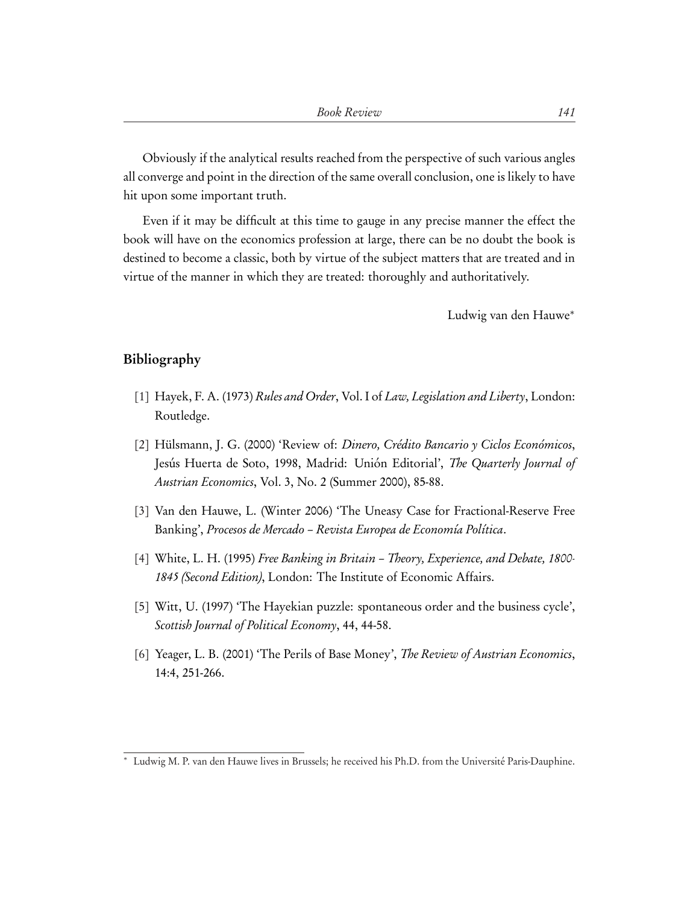Obviously if the analytical results reached from the perspective of such various angles all converge and point in the direction of the same overall conclusion, one is likely to have hit upon some important truth.

Even if it may be difficult at this time to gauge in any precise manner the effect the book will have on the economics profession at large, there can be no doubt the book is destined to become a classic, both by virtue of the subject matters that are treated and in virtue of the manner in which they are treated: thoroughly and authoritatively.

Ludwig van den Hauwe*

## Bibliography

[1] Hayek, F. A. (1973) *Rules and Order*, Vol. I of *Law, Legislation and Liberty*, London: Routledge.

[2] Hülsmann, J. G. (2000) 'Review of: *Dinero, Crédito Bancario y Ciclos Económicos*, Jesús Huerta de Soto, 1998, Madrid: Unión Editorial', *The Quarterly Journal of Austrian Economics*, Vol. 3, No. 2 (Summer 2000), 85-88.

[3] Van den Hauwe, L. (Winter 2006) 'The Uneasy Case for Fractional-Reserve Free Banking', *Procesos de Mercado – Revista Europea de Economía Política*.

[4] White, L. H. (1995) *Free Banking in Britain – Theory, Experience, and Debate, 1800-1845 (Second Edition)*, London: The Institute of Economic Affairs.

[5] Witt, U. (1997) 'The Hayekian puzzle: spontaneous order and the business cycle', *Scottish Journal of Political Economy*, 44, 44-58.

[6] Yeager, L. B. (2001) 'The Perils of Base Money', *The Review of Austrian Economics*, 14:4, 251-266.

---

* Ludwig M. P. van den Hauwe lives in Brussels; he received his Ph.D. from the Université Paris-Dauphine.